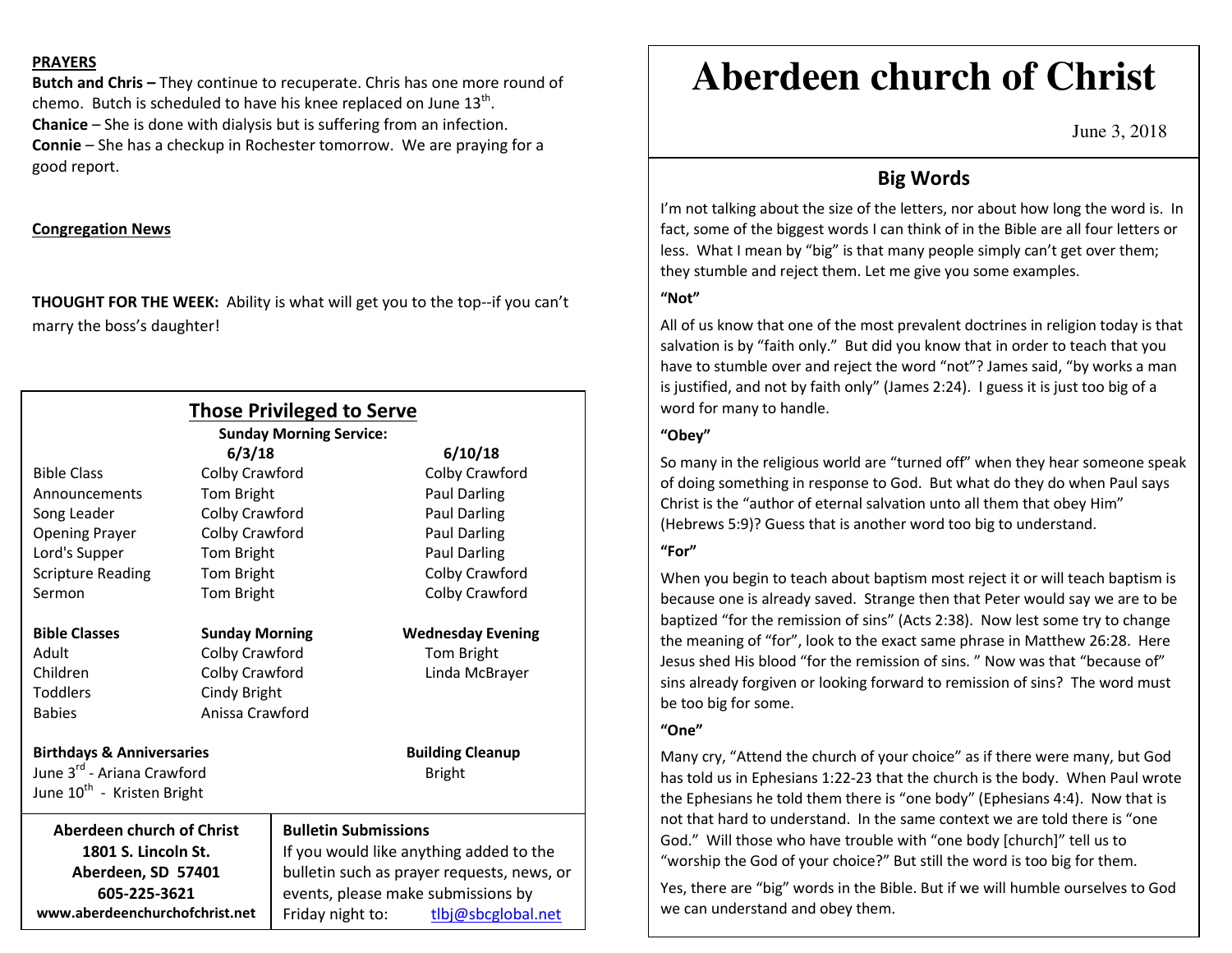# Aberdeen church of Christ

June 3, 2018

## Big Words

I'm not talking about the size of the letters, nor about how long the word is. In fact, some of the biggest words I can think of in the Bible are all four letters or less. What I mean by "big" is that many people simply can't get over them; they stumble and reject them. Let me give you some examples.

**"Not"**

All of us know that one of the most prevalent doctrines in religion today is that salvation is by "faith only." But did you know that in order to teach that you have to stumble over and reject the word "not"? James said, "by works a man is justified, and not by faith only" (James 2:24). I guess it is just too big of a word for many to handle.

**"Obey"**

So many in the religious world are "turned off" when they hear someone speak of doing something in response to God. But what do they do when Paul says Christ is the "author of eternal salvation unto all them that obey Him" (Hebrews 5:9)? Guess that is another word too big to understand.

**"For"**

When you begin to teach about baptism most reject it or will teach baptism is because one is already saved. Strange then that Peter would say we are to be baptized "for the remission of sins" (Acts 2:38). Now lest some try to change the meaning of "for", look to the exact same phrase in Matthew 26:28. Here Jesus shed His blood "for the remission of sins. " Now was that "because of" sins already forgiven or looking forward to remission of sins? The word must be too big for some.

**"One"**

Many cry, "Attend the church of your choice" as if there were many, but God has told us in Ephesians 1:22-23 that the church is the body. When Paul wrote the Ephesians he told them there is "one body" (Ephesians 4:4). Now that is not that hard to understand. In the same context we are told there is "one God." Will those who have trouble with "one body [church]" tell us to "worship the God of your choice?" But still the word is too big for them.

Yes, there are "big" words in the Bible. But if we will humble ourselves to God we can understand and obey them.

**PRAYERS**

**Butch and Chris –** They continue to recuperate. Chris has one more round of chemo. Butch is scheduled to have his knee replaced on June 13th.
**Chanice** – She is done with dialysis but is suffering from an infection.
**Connie** – She has a checkup in Rochester tomorrow. We are praying for a good report.

**Congregation News**

**THOUGHT FOR THE WEEK:** Ability is what will get you to the top--if you can't marry the boss's daughter!

## Those Privileged to Serve

**Sunday Morning Service:**

| | 6/3/18 | 6/10/18 |
|---|---|---|
| Bible Class | Colby Crawford | Colby Crawford |
| Announcements | Tom Bright | Paul Darling |
| Song Leader | Colby Crawford | Paul Darling |
| Opening Prayer | Colby Crawford | Paul Darling |
| Lord's Supper | Tom Bright | Paul Darling |
| Scripture Reading | Tom Bright | Colby Crawford |
| Sermon | Tom Bright | Colby Crawford |

| **Bible Classes** | **Sunday Morning** | **Wednesday Evening** |
|---|---|---|
| Adult | Colby Crawford | Tom Bright |
| Children | Colby Crawford | Linda McBrayer |
| Toddlers | Cindy Bright | |
| Babies | Anissa Crawford | |

**Birthdays & Anniversaries**
June 3rd - Ariana Crawford
June 10th - Kristen Bright

**Building Cleanup**
Bright

**Aberdeen church of Christ**
**1801 S. Lincoln St.**
**Aberdeen, SD 57401**
**605-225-3621**
**www.aberdeenchurchofchrist.net**

**Bulletin Submissions**
If you would like anything added to the bulletin such as prayer requests, news, or events, please make submissions by Friday night to: tlbj@sbcglobal.net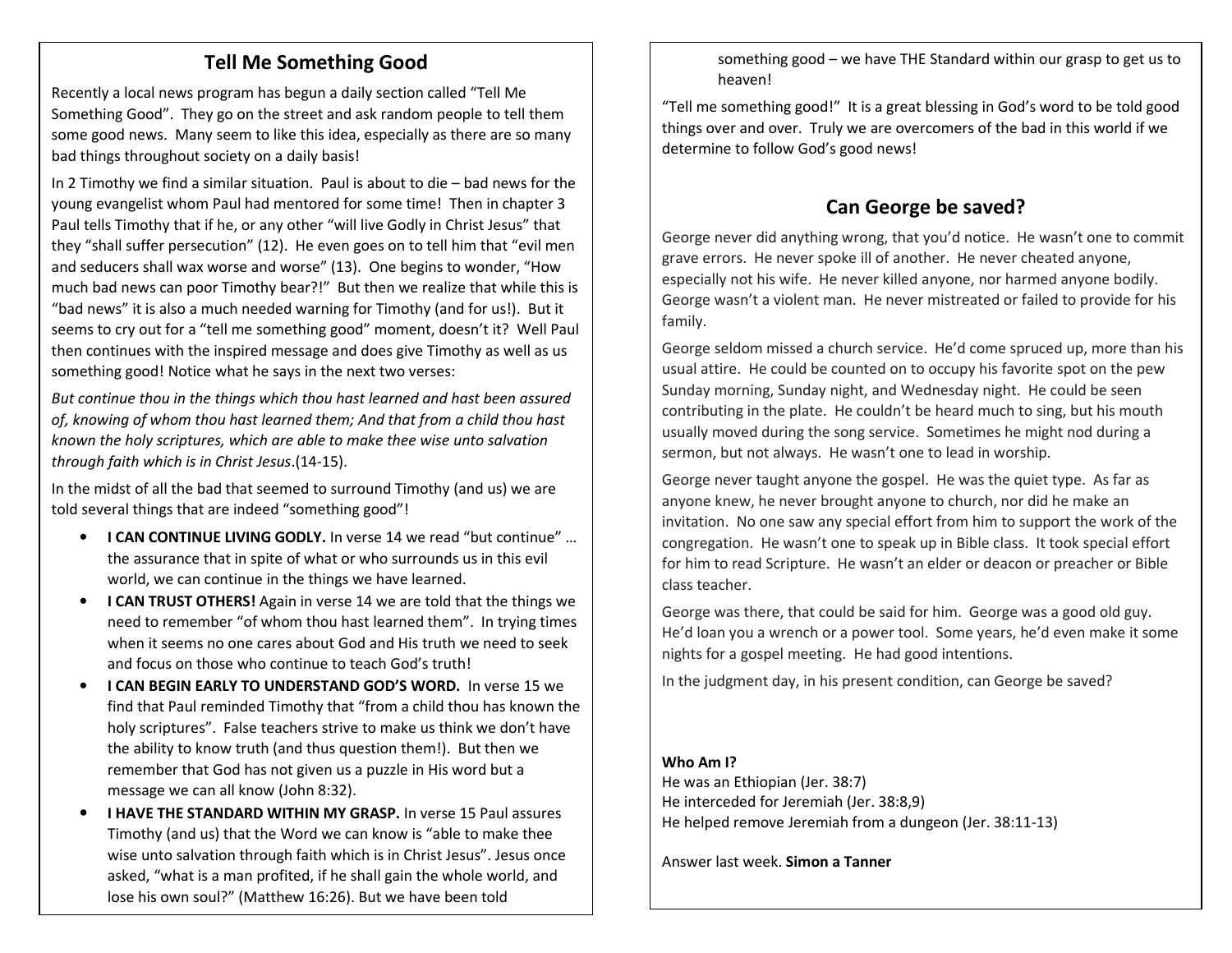## Tell Me Something Good

Recently a local news program has begun a daily section called "Tell Me Something Good". They go on the street and ask random people to tell them some good news. Many seem to like this idea, especially as there are so many bad things throughout society on a daily basis!

In 2 Timothy we find a similar situation. Paul is about to die – bad news for the young evangelist whom Paul had mentored for some time! Then in chapter 3 Paul tells Timothy that if he, or any other "will live Godly in Christ Jesus" that they "shall suffer persecution" (12). He even goes on to tell him that "evil men and seducers shall wax worse and worse" (13). One begins to wonder, "How much bad news can poor Timothy bear?!" But then we realize that while this is "bad news" it is also a much needed warning for Timothy (and for us!). But it seems to cry out for a "tell me something good" moment, doesn't it? Well Paul then continues with the inspired message and does give Timothy as well as us something good! Notice what he says in the next two verses:

*But continue thou in the things which thou hast learned and hast been assured of, knowing of whom thou hast learned them; And that from a child thou hast known the holy scriptures, which are able to make thee wise unto salvation through faith which is in Christ Jesus*.(14-15).

In the midst of all the bad that seemed to surround Timothy (and us) we are told several things that are indeed "something good"!

- **I CAN CONTINUE LIVING GODLY.** In verse 14 we read "but continue" … the assurance that in spite of what or who surrounds us in this evil world, we can continue in the things we have learned.
- **I CAN TRUST OTHERS!** Again in verse 14 we are told that the things we need to remember "of whom thou hast learned them". In trying times when it seems no one cares about God and His truth we need to seek and focus on those who continue to teach God's truth!
- **I CAN BEGIN EARLY TO UNDERSTAND GOD'S WORD.** In verse 15 we find that Paul reminded Timothy that "from a child thou has known the holy scriptures". False teachers strive to make us think we don't have the ability to know truth (and thus question them!). But then we remember that God has not given us a puzzle in His word but a message we can all know (John 8:32).
- **I HAVE THE STANDARD WITHIN MY GRASP.** In verse 15 Paul assures Timothy (and us) that the Word we can know is "able to make thee wise unto salvation through faith which is in Christ Jesus". Jesus once asked, "what is a man profited, if he shall gain the whole world, and lose his own soul?" (Matthew 16:26). But we have been told something good – we have THE Standard within our grasp to get us to heaven!

"Tell me something good!" It is a great blessing in God's word to be told good things over and over. Truly we are overcomers of the bad in this world if we determine to follow God's good news!

## Can George be saved?

George never did anything wrong, that you'd notice. He wasn't one to commit grave errors. He never spoke ill of another. He never cheated anyone, especially not his wife. He never killed anyone, nor harmed anyone bodily. George wasn't a violent man. He never mistreated or failed to provide for his family.

George seldom missed a church service. He'd come spruced up, more than his usual attire. He could be counted on to occupy his favorite spot on the pew Sunday morning, Sunday night, and Wednesday night. He could be seen contributing in the plate. He couldn't be heard much to sing, but his mouth usually moved during the song service. Sometimes he might nod during a sermon, but not always. He wasn't one to lead in worship.

George never taught anyone the gospel. He was the quiet type. As far as anyone knew, he never brought anyone to church, nor did he make an invitation. No one saw any special effort from him to support the work of the congregation. He wasn't one to speak up in Bible class. It took special effort for him to read Scripture. He wasn't an elder or deacon or preacher or Bible class teacher.

George was there, that could be said for him. George was a good old guy. He'd loan you a wrench or a power tool. Some years, he'd even make it some nights for a gospel meeting. He had good intentions.

In the judgment day, in his present condition, can George be saved?

**Who Am I?**
He was an Ethiopian (Jer. 38:7)
He interceded for Jeremiah (Jer. 38:8,9)
He helped remove Jeremiah from a dungeon (Jer. 38:11-13)

Answer last week. **Simon a Tanner**